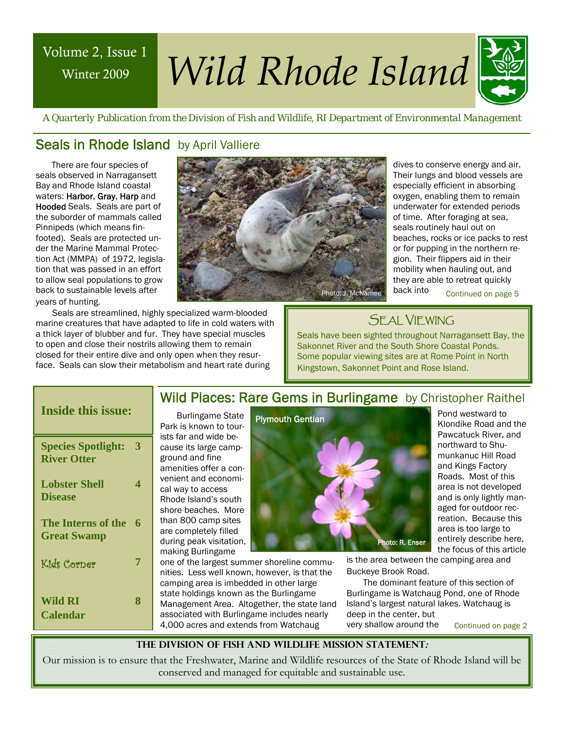Volume 2, Issue 1
Winter 2009

# Wild Rhode Island

*A Quarterly Publication from the Division of Fish and Wildlife, RI Department of Environmental Management*

## Seals in Rhode Island by April Valliere

There are four species of seals observed in Narragansett Bay and Rhode Island coastal waters: **Harbor**, **Gray**, **Harp** and **Hooded** Seals. Seals are part of the suborder of mammals called Pinnipeds (which means fin-footed). Seals are protected under the Marine Mammal Protection Act (MMPA) of 1972, legislation that was passed in an effort to allow seal populations to grow back to sustainable levels after years of hunting.

Photo: J. McNamee

Seals are streamlined, highly specialized warm-blooded marine creatures that have adapted to life in cold waters with a thick layer of blubber and fur. They have special muscles to open and close their nostrils allowing them to remain closed for their entire dive and only open when they resurface. Seals can slow their metabolism and heart rate during dives to conserve energy and air. Their lungs and blood vessels are especially efficient in absorbing oxygen, enabling them to remain underwater for extended periods of time. After foraging at sea, seals routinely haul out on beaches, rocks or ice packs to rest or for pupping in the northern region. Their flippers aid in their mobility when hauling out, and they are able to retreat quickly back into

Continued on page 5

### Seal Viewing

Seals have been sighted throughout Narragansett Bay, the Sakonnet River and the South Shore Coastal Ponds. Some popular viewing sites are at Rome Point in North Kingstown, Sakonnet Point and Rose Island.

### Inside this issue:

| | |
|---|---|
| Species Spotlight: River Otter | 3 |
| Lobster Shell Disease | 4 |
| The Interns of the Great Swamp | 6 |
| Kids Corner | 7 |
| Wild RI Calendar | 8 |

## Wild Places: Rare Gems in Burlingame by Christopher Raithel

Burlingame State Park is known to tourists far and wide because its large campground and fine amenities offer a convenient and economical way to access Rhode Island's south shore beaches. More than 800 camp sites are completely filled during peak visitation, making Burlingame one of the largest summer shoreline communities. Less well known, however, is that the camping area is imbedded in other large state holdings known as the Burlingame Management Area. Altogether, the state land associated with Burlingame includes nearly 4,000 acres and extends from Watchaug Pond westward to Klondike Road and the Pawcatuck River, and northward to Shumunkanuc Hill Road and Kings Factory Roads. Most of this area is not developed and is only lightly managed for outdoor recreation. Because this area is too large to entirely describe here, the focus of this article is the area between the camping area and Buckeye Brook Road.

Plymouth Gentian

Photo: R. Enser

The dominant feature of this section of Burlingame is Watchaug Pond, one of Rhode Island's largest natural lakes. Watchaug is deep in the center, but very shallow around the

Continued on page 2

**THE DIVISION OF FISH AND WILDLIFE MISSION STATEMENT:**

Our mission is to ensure that the Freshwater, Marine and Wildlife resources of the State of Rhode Island will be conserved and managed for equitable and sustainable use.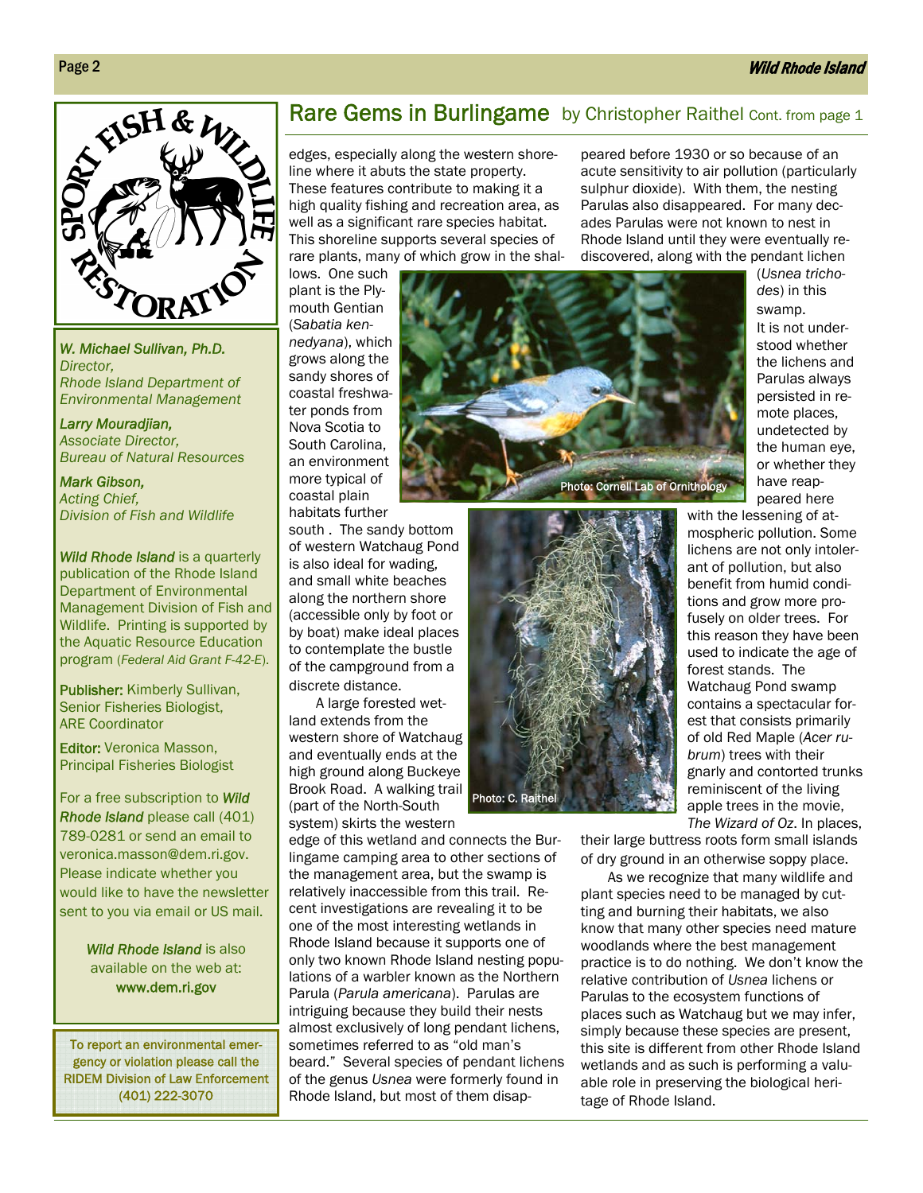## Rare Gems in Burlingame by Christopher Raithel Cont. from page 1

edges, especially along the western shoreline where it abuts the state property. These features contribute to making it a high quality fishing and recreation area, as well as a significant rare species habitat. This shoreline supports several species of rare plants, many of which grow in the shallows. One such plant is the Plymouth Gentian (*Sabatia kennedyana*), which grows along the sandy shores of coastal freshwater ponds from Nova Scotia to South Carolina, an environment more typical of coastal plain habitats further south . The sandy bottom of western Watchaug Pond is also ideal for wading, and small white beaches along the northern shore (accessible only by foot or by boat) make ideal places to contemplate the bustle of the campground from a discrete distance.

A large forested wetland extends from the western shore of Watchaug and eventually ends at the high ground along Buckeye Brook Road. A walking trail (part of the North-South system) skirts the western edge of this wetland and connects the Burlingame camping area to other sections of the management area, but the swamp is relatively inaccessible from this trail. Recent investigations are revealing it to be one of the most interesting wetlands in Rhode Island because it supports one of only two known Rhode Island nesting populations of a warbler known as the Northern Parula (*Parula americana*). Parulas are intriguing because they build their nests almost exclusively of long pendant lichens, sometimes referred to as "old man's beard." Several species of pendant lichens of the genus *Usnea* were formerly found in Rhode Island, but most of them disappeared before 1930 or so because of an acute sensitivity to air pollution (particularly sulphur dioxide). With them, the nesting Parulas also disappeared. For many decades Parulas were not known to nest in Rhode Island until they were eventually rediscovered, along with the pendant lichen (*Usnea trichodes*) in this swamp. It is not understood whether the lichens and Parulas always persisted in remote places, undetected by the human eye, or whether they have reappeared here with the lessening of atmospheric pollution. Some lichens are not only intolerant of pollution, but also benefit from humid conditions and grow more profusely on older trees. For this reason they have been used to indicate the age of forest stands. The Watchaug Pond swamp contains a spectacular forest that consists primarily of old Red Maple (*Acer rubrum*) trees with their gnarly and contorted trunks reminiscent of the living apple trees in the movie, *The Wizard of Oz*. In places, their large buttress roots form small islands of dry ground in an otherwise soppy place.

Photo: Cornell Lab of Ornithology

Photo: C. Raithel

As we recognize that many wildlife and plant species need to be managed by cutting and burning their habitats, we also know that many other species need mature woodlands where the best management practice is to do nothing. We don't know the relative contribution of *Usnea* lichens or Parulas to the ecosystem functions of places such as Watchaug but we may infer, simply because these species are present, this site is different from other Rhode Island wetlands and as such is performing a valuable role in preserving the biological heritage of Rhode Island.

---

SPORT FISH & WILDLIFE RESTORATION

*W. Michael Sullivan, Ph.D.*
*Director,*
*Rhode Island Department of Environmental Management*

*Larry Mouradjian,*
*Associate Director,*
*Bureau of Natural Resources*

*Mark Gibson,*
*Acting Chief,*
*Division of Fish and Wildlife*

***Wild Rhode Island*** is a quarterly publication of the Rhode Island Department of Environmental Management Division of Fish and Wildlife. Printing is supported by the Aquatic Resource Education program (*Federal Aid Grant F-42-E*).

**Publisher:** Kimberly Sullivan, Senior Fisheries Biologist, ARE Coordinator

**Editor:** Veronica Masson, Principal Fisheries Biologist

For a free subscription to ***Wild Rhode Island*** please call (401) 789-0281 or send an email to veronica.masson@dem.ri.gov. Please indicate whether you would like to have the newsletter sent to you via email or US mail.

***Wild Rhode Island*** is also available on the web at: **www.dem.ri.gov**

To report an environmental emergency or violation please call the RIDEM Division of Law Enforcement (401) 222-3070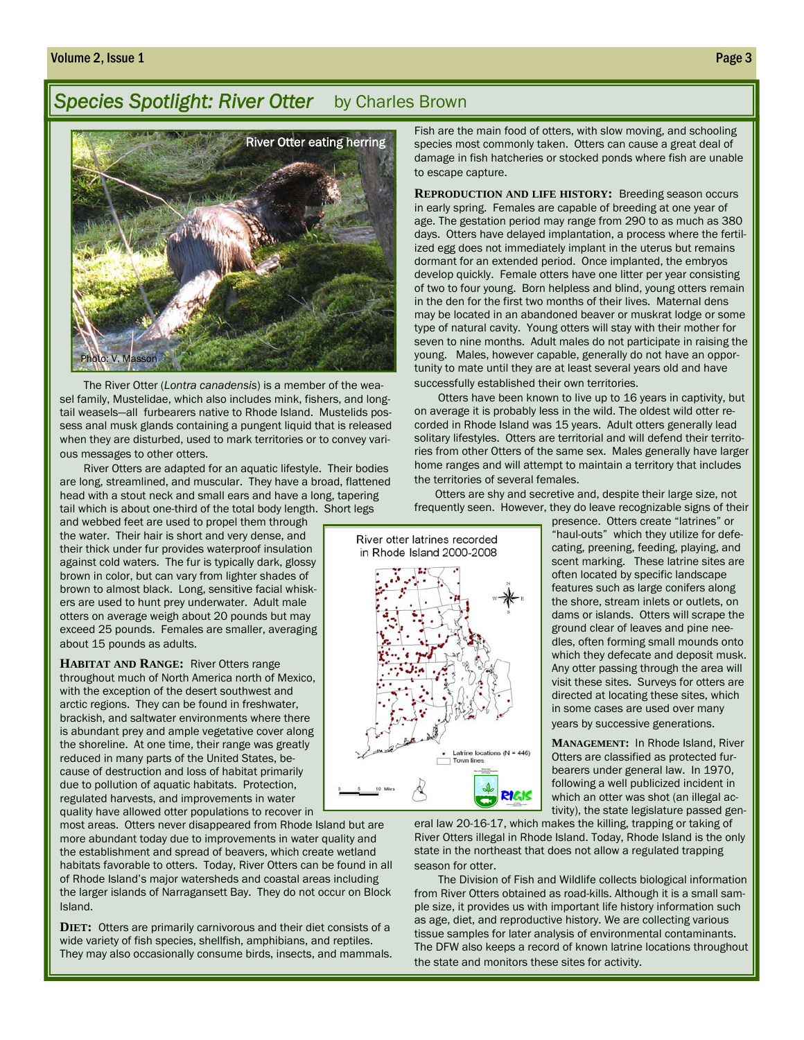## *Species Spotlight: River Otter* by Charles Brown

River Otter eating herring

Photo: V. Masson

The River Otter (*Lontra canadensis*) is a member of the weasel family, Mustelidae, which also includes mink, fishers, and long-tail weasels—all furbearers native to Rhode Island. Mustelids possess anal musk glands containing a pungent liquid that is released when they are disturbed, used to mark territories or to convey various messages to other otters.

River Otters are adapted for an aquatic lifestyle. Their bodies are long, streamlined, and muscular. They have a broad, flattened head with a stout neck and small ears and have a long, tapering tail which is about one-third of the total body length. Short legs and webbed feet are used to propel them through the water. Their hair is short and very dense, and their thick under fur provides waterproof insulation against cold waters. The fur is typically dark, glossy brown in color, but can vary from lighter shades of brown to almost black. Long, sensitive facial whiskers are used to hunt prey underwater. Adult male otters on average weigh about 20 pounds but may exceed 25 pounds. Females are smaller, averaging about 15 pounds as adults.

**HABITAT AND RANGE:** River Otters range throughout much of North America north of Mexico, with the exception of the desert southwest and arctic regions. They can be found in freshwater, brackish, and saltwater environments where there is abundant prey and ample vegetative cover along the shoreline. At one time, their range was greatly reduced in many parts of the United States, because of destruction and loss of habitat primarily due to pollution of aquatic habitats. Protection, regulated harvests, and improvements in water quality have allowed otter populations to recover in most areas. Otters never disappeared from Rhode Island but are more abundant today due to improvements in water quality and the establishment and spread of beavers, which create wetland habitats favorable to otters. Today, River Otters can be found in all of Rhode Island's major watersheds and coastal areas including the larger islands of Narragansett Bay. They do not occur on Block Island.

**DIET:** Otters are primarily carnivorous and their diet consists of a wide variety of fish species, shellfish, amphibians, and reptiles. They may also occasionally consume birds, insects, and mammals. Fish are the main food of otters, with slow moving, and schooling species most commonly taken. Otters can cause a great deal of damage in fish hatcheries or stocked ponds where fish are unable to escape capture.

**REPRODUCTION AND LIFE HISTORY:** Breeding season occurs in early spring. Females are capable of breeding at one year of age. The gestation period may range from 290 to as much as 380 days. Otters have delayed implantation, a process where the fertilized egg does not immediately implant in the uterus but remains dormant for an extended period. Once implanted, the embryos develop quickly. Female otters have one litter per year consisting of two to four young. Born helpless and blind, young otters remain in the den for the first two months of their lives. Maternal dens may be located in an abandoned beaver or muskrat lodge or some type of natural cavity. Young otters will stay with their mother for seven to nine months. Adult males do not participate in raising the young. Males, however capable, generally do not have an opportunity to mate until they are at least several years old and have successfully established their own territories.

Otters have been known to live up to 16 years in captivity, but on average it is probably less in the wild. The oldest wild otter recorded in Rhode Island was 15 years. Adult otters generally lead solitary lifestyles. Otters are territorial and will defend their territories from other Otters of the same sex. Males generally have larger home ranges and will attempt to maintain a territory that includes the territories of several females.

Otters are shy and secretive and, despite their large size, not frequently seen. However, they do leave recognizable signs of their presence. Otters create "latrines" or "haul-outs" which they utilize for defecating, preening, feeding, playing, and scent marking. These latrine sites are often located by specific landscape features such as large conifers along the shore, stream inlets or outlets, on dams or islands. Otters will scrape the ground clear of leaves and pine needles, often forming small mounds onto which they defecate and deposit musk. Any otter passing through the area will visit these sites. Surveys for otters are directed at locating these sites, which in some cases are used over many years by successive generations.

River otter latrines recorded in Rhode Island 2000-2008

Latrine locations (N = 446)
Town lines

**MANAGEMENT:** In Rhode Island, River Otters are classified as protected furbearers under general law. In 1970, following a well publicized incident in which an otter was shot (an illegal activity), the state legislature passed general law 20-16-17, which makes the killing, trapping or taking of River Otters illegal in Rhode Island. Today, Rhode Island is the only state in the northeast that does not allow a regulated trapping season for otter.

The Division of Fish and Wildlife collects biological information from River Otters obtained as road-kills. Although it is a small sample size, it provides us with important life history information such as age, diet, and reproductive history. We are collecting various tissue samples for later analysis of environmental contaminants. The DFW also keeps a record of known latrine locations throughout the state and monitors these sites for activity.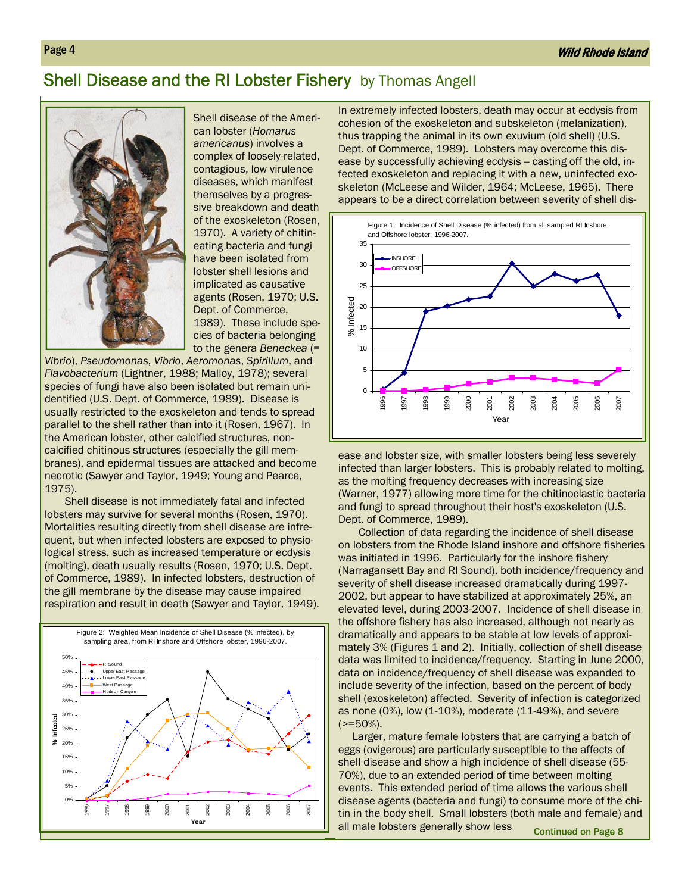## Shell Disease and the RI Lobster Fishery by Thomas Angell

Shell disease of the American lobster (*Homarus americanus*) involves a complex of loosely-related, contagious, low virulence diseases, which manifest themselves by a progressive breakdown and death of the exoskeleton (Rosen, 1970). A variety of chitin-eating bacteria and fungi have been isolated from lobster shell lesions and implicated as causative agents (Rosen, 1970; U.S. Dept. of Commerce, 1989). These include species of bacteria belonging to the genera *Beneckea* (= *Vibrio*), *Pseudomonas*, *Vibrio*, *Aeromonas*, *Spirillum*, and *Flavobacterium* (Lightner, 1988; Malloy, 1978); several species of fungi have also been isolated but remain unidentified (U.S. Dept. of Commerce, 1989). Disease is usually restricted to the exoskeleton and tends to spread parallel to the shell rather than into it (Rosen, 1967). In the American lobster, other calcified structures, non-calcified chitinous structures (especially the gill membranes), and epidermal tissues are attacked and become necrotic (Sawyer and Taylor, 1949; Young and Pearce, 1975).

Shell disease is not immediately fatal and infected lobsters may survive for several months (Rosen, 1970). Mortalities resulting directly from shell disease are infrequent, but when infected lobsters are exposed to physiological stress, such as increased temperature or ecdysis (molting), death usually results (Rosen, 1970; U.S. Dept. of Commerce, 1989). In infected lobsters, destruction of the gill membrane by the disease may cause impaired respiration and result in death (Sawyer and Taylor, 1949).

Figure 2: Weighted Mean Incidence of Shell Disease (% infected), by sampling area, from RI Inshore and Offshore lobster, 1996-2007.

In extremely infected lobsters, death may occur at ecdysis from cohesion of the exoskeleton and subskeleton (melanization), thus trapping the animal in its own exuvium (old shell) (U.S. Dept. of Commerce, 1989). Lobsters may overcome this disease by successfully achieving ecdysis -- casting off the old, infected exoskeleton and replacing it with a new, uninfected exoskeleton (McLeese and Wilder, 1964; McLeese, 1965). There appears to be a direct correlation between severity of shell disease and lobster size, with smaller lobsters being less severely infected than larger lobsters. This is probably related to molting, as the molting frequency decreases with increasing size (Warner, 1977) allowing more time for the chitinoclastic bacteria and fungi to spread throughout their host's exoskeleton (U.S. Dept. of Commerce, 1989).

Figure 1: Incidence of Shell Disease (% infected) from all sampled RI Inshore and Offshore lobster, 1996-2007.

Collection of data regarding the incidence of shell disease on lobsters from the Rhode Island inshore and offshore fisheries was initiated in 1996. Particularly for the inshore fishery (Narragansett Bay and RI Sound), both incidence/frequency and severity of shell disease increased dramatically during 1997-2002, but appear to have stabilized at approximately 25%, an elevated level, during 2003-2007. Incidence of shell disease in the offshore fishery has also increased, although not nearly as dramatically and appears to be stable at low levels of approximately 3% (Figures 1 and 2). Initially, collection of shell disease data was limited to incidence/frequency. Starting in June 2000, data on incidence/frequency of shell disease was expanded to include severity of the infection, based on the percent of body shell (exoskeleton) affected. Severity of infection is categorized as none (0%), low (1-10%), moderate (11-49%), and severe (>=50%).

Larger, mature female lobsters that are carrying a batch of eggs (ovigerous) are particularly susceptible to the affects of shell disease and show a high incidence of shell disease (55-70%), due to an extended period of time between molting events. This extended period of time allows the various shell disease agents (bacteria and fungi) to consume more of the chitin in the body shell. Small lobsters (both male and female) and all male lobsters generally show less

Continued on Page 8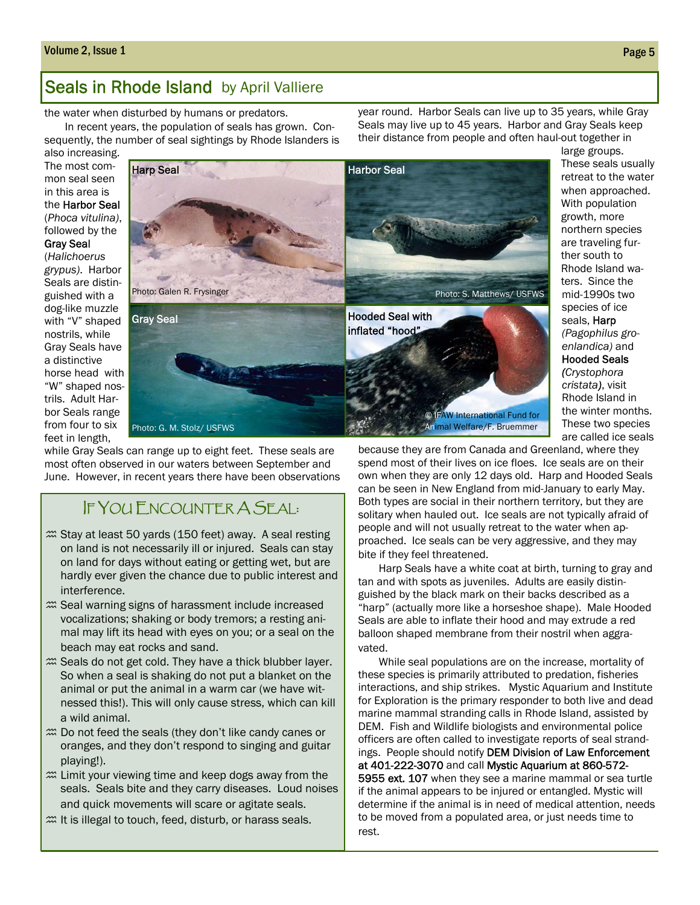## Seals in Rhode Island by April Valliere

the water when disturbed by humans or predators.

In recent years, the population of seals has grown. Consequently, the number of seal sightings by Rhode Islanders is also increasing. The most common seal seen in this area is the **Harbor Seal** (*Phoca vitulina)*, followed by the **Gray Seal** (*Halichoerus grypus)*. Harbor Seals are distinguished with a dog-like muzzle with "V" shaped nostrils, while Gray Seals have a distinctive horse head with "W" shaped nostrils. Adult Harbor Seals range from four to six feet in length, while Gray Seals can range up to eight feet. These seals are most often observed in our waters between September and June. However, in recent years there have been observations year round. Harbor Seals can live up to 35 years, while Gray Seals may live up to 45 years. Harbor and Gray Seals keep their distance from people and often haul-out together in large groups. These seals usually retreat to the water when approached. With population growth, more northern species are traveling further south to Rhode Island waters. Since the mid-1990s two species of ice seals, **Harp** *(Pagophilus groenlandica)* and **Hooded Seals** *(Crystophora cristata)*, visit Rhode Island in the winter months. These two species are called ice seals because they are from Canada and Greenland, where they spend most of their lives on ice floes. Ice seals are on their own when they are only 12 days old. Harp and Hooded Seals can be seen in New England from mid-January to early May. Both types are social in their northern territory, but they are solitary when hauled out. Ice seals are not typically afraid of people and will not usually retreat to the water when approached. Ice seals can be very aggressive, and they may bite if they feel threatened.

Harp Seal — Photo: Galen R. Frysinger

Harbor Seal — Photo: S. Matthews/ USFWS

Gray Seal — Photo: G. M. Stolz/ USFWS

Hooded Seal with inflated "hood" — © IFAW International Fund for Animal Welfare/F. Bruemmer

Harp Seals have a white coat at birth, turning to gray and tan and with spots as juveniles. Adults are easily distinguished by the black mark on their backs described as a "harp" (actually more like a horseshoe shape). Male Hooded Seals are able to inflate their hood and may extrude a red balloon shaped membrane from their nostril when aggravated.

While seal populations are on the increase, mortality of these species is primarily attributed to predation, fisheries interactions, and ship strikes. Mystic Aquarium and Institute for Exploration is the primary responder to both live and dead marine mammal stranding calls in Rhode Island, assisted by DEM. Fish and Wildlife biologists and environmental police officers are often called to investigate reports of seal strandings. People should notify **DEM Division of Law Enforcement at 401-222-3070** and call **Mystic Aquarium at 860-572-5955 ext. 107** when they see a marine mammal or sea turtle if the animal appears to be injured or entangled. Mystic will determine if the animal is in need of medical attention, needs to be moved from a populated area, or just needs time to rest.

### If You Encounter A Seal:

- Stay at least 50 yards (150 feet) away. A seal resting on land is not necessarily ill or injured. Seals can stay on land for days without eating or getting wet, but are hardly ever given the chance due to public interest and interference.
- Seal warning signs of harassment include increased vocalizations; shaking or body tremors; a resting animal may lift its head with eyes on you; or a seal on the beach may eat rocks and sand.
- Seals do not get cold. They have a thick blubber layer. So when a seal is shaking do not put a blanket on the animal or put the animal in a warm car (we have witnessed this!). This will only cause stress, which can kill a wild animal.
- Do not feed the seals (they don't like candy canes or oranges, and they don't respond to singing and guitar playing!).
- Limit your viewing time and keep dogs away from the seals. Seals bite and they carry diseases. Loud noises and quick movements will scare or agitate seals.
- It is illegal to touch, feed, disturb, or harass seals.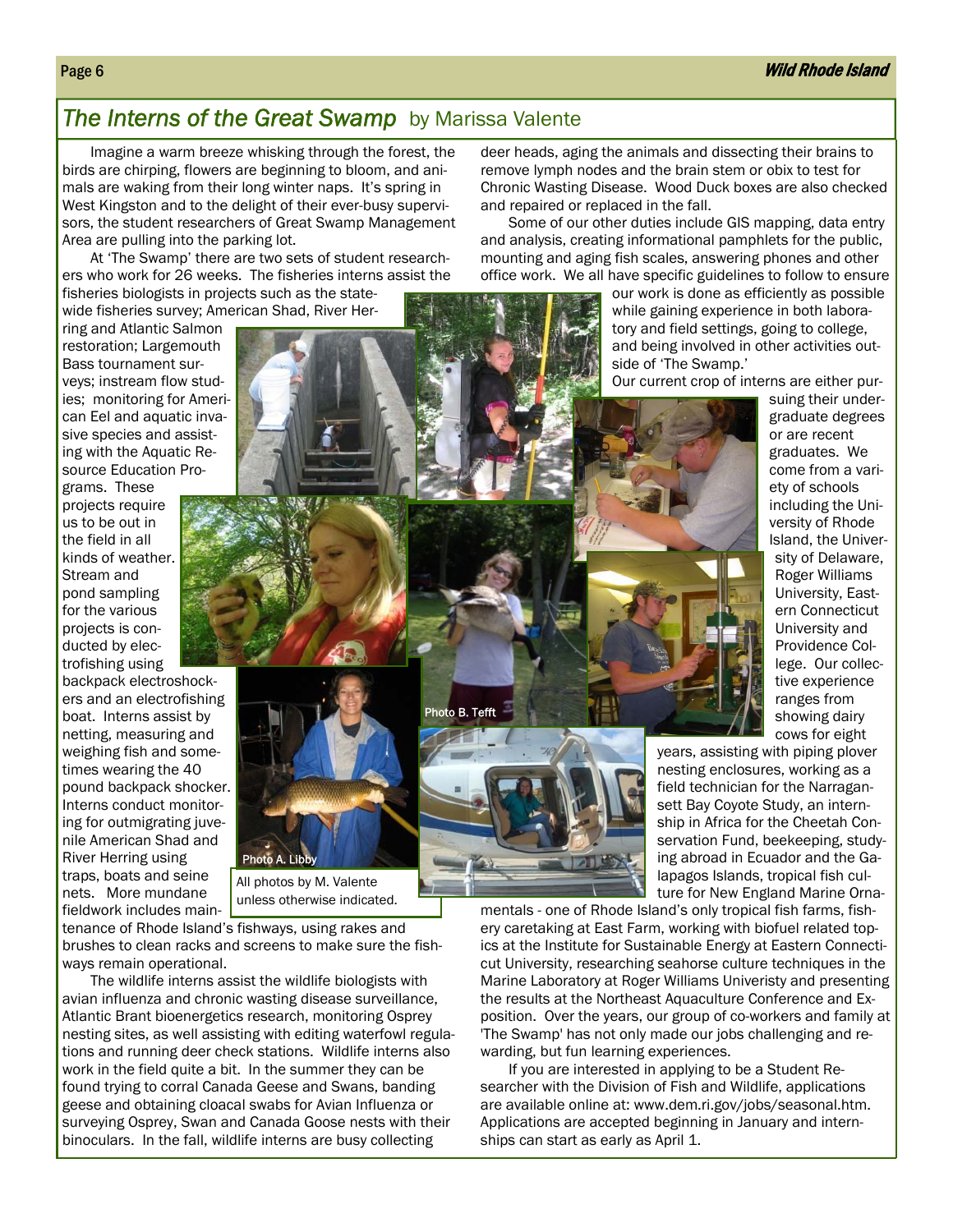## *The Interns of the Great Swamp* by Marissa Valente

Imagine a warm breeze whisking through the forest, the birds are chirping, flowers are beginning to bloom, and animals are waking from their long winter naps. It's spring in West Kingston and to the delight of their ever-busy supervisors, the student researchers of Great Swamp Management Area are pulling into the parking lot.

At 'The Swamp' there are two sets of student researchers who work for 26 weeks. The fisheries interns assist the fisheries biologists in projects such as the statewide fisheries survey; American Shad, River Herring and Atlantic Salmon restoration; Largemouth Bass tournament surveys; instream flow studies; monitoring for American Eel and aquatic invasive species and assisting with the Aquatic Resource Education Programs. These projects require us to be out in the field in all kinds of weather. Stream and pond sampling for the various projects is conducted by electrofishing using backpack electroshockers and an electrofishing boat. Interns assist by netting, measuring and weighing fish and sometimes wearing the 40 pound backpack shocker. Interns conduct monitoring for outmigrating juvenile American Shad and River Herring using traps, boats and seine nets. More mundane fieldwork includes maintenance of Rhode Island's fishways, using rakes and brushes to clean racks and screens to make sure the fishways remain operational.

The wildlife interns assist the wildlife biologists with avian influenza and chronic wasting disease surveillance, Atlantic Brant bioenergetics research, monitoring Osprey nesting sites, as well assisting with editing waterfowl regulations and running deer check stations. Wildlife interns also work in the field quite a bit. In the summer they can be found trying to corral Canada Geese and Swans, banding geese and obtaining cloacal swabs for Avian Influenza or surveying Osprey, Swan and Canada Goose nests with their binoculars. In the fall, wildlife interns are busy collecting deer heads, aging the animals and dissecting their brains to remove lymph nodes and the brain stem or obix to test for Chronic Wasting Disease. Wood Duck boxes are also checked and repaired or replaced in the fall.

Some of our other duties include GIS mapping, data entry and analysis, creating informational pamphlets for the public, mounting and aging fish scales, answering phones and other office work. We all have specific guidelines to follow to ensure our work is done as efficiently as possible while gaining experience in both laboratory and field settings, going to college, and being involved in other activities outside of 'The Swamp.'

Our current crop of interns are either pursuing their undergraduate degrees or are recent graduates. We come from a variety of schools including the University of Rhode Island, the University of Delaware, Roger Williams University, Eastern Connecticut University and Providence College. Our collective experience ranges from showing dairy cows for eight years, assisting with piping plover nesting enclosures, working as a field technician for the Narragansett Bay Coyote Study, an internship in Africa for the Cheetah Conservation Fund, beekeeping, studying abroad in Ecuador and the Galapagos Islands, tropical fish culture for New England Marine Ornamentals - one of Rhode Island's only tropical fish farms, fishery caretaking at East Farm, working with biofuel related topics at the Institute for Sustainable Energy at Eastern Connecticut University, researching seahorse culture techniques in the Marine Laboratory at Roger Williams Univeristy and presenting the results at the Northeast Aquaculture Conference and Exposition. Over the years, our group of co-workers and family at 'The Swamp' has not only made our jobs challenging and rewarding, but fun learning experiences.

If you are interested in applying to be a Student Researcher with the Division of Fish and Wildlife, applications are available online at: www.dem.ri.gov/jobs/seasonal.htm. Applications are accepted beginning in January and internships can start as early as April 1.

Photo B. Tefft

Photo A. Libby

All photos by M. Valente unless otherwise indicated.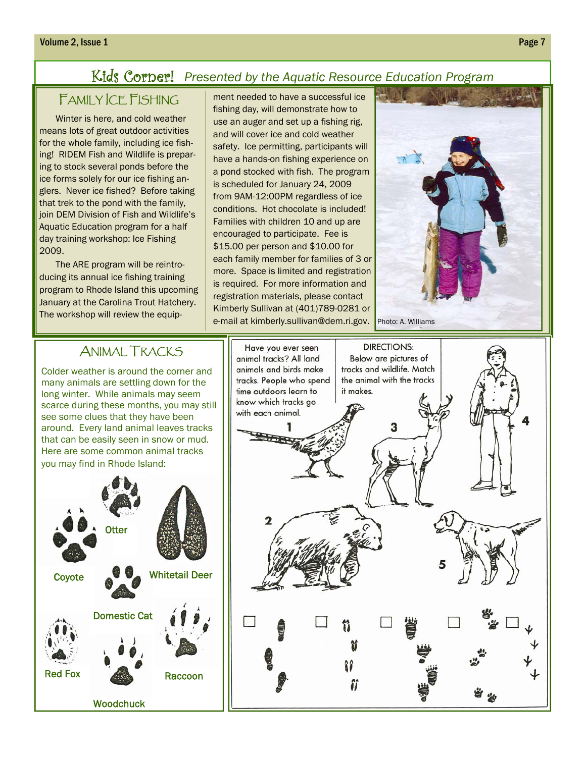# Kids Corner! *Presented by the Aquatic Resource Education Program*

## Family Ice Fishing

Winter is here, and cold weather means lots of great outdoor activities for the whole family, including ice fishing! RIDEM Fish and Wildlife is preparing to stock several ponds before the ice forms solely for our ice fishing anglers. Never ice fished? Before taking that trek to the pond with the family, join DEM Division of Fish and Wildlife's Aquatic Education program for a half day training workshop: Ice Fishing 2009.

The ARE program will be reintroducing its annual ice fishing training program to Rhode Island this upcoming January at the Carolina Trout Hatchery. The workshop will review the equipment needed to have a successful ice fishing day, will demonstrate how to use an auger and set up a fishing rig, and will cover ice and cold weather safety. Ice permitting, participants will have a hands-on fishing experience on a pond stocked with fish. The program is scheduled for January 24, 2009 from 9AM-12:00PM regardless of ice conditions. Hot chocolate is included! Families with children 10 and up are encouraged to participate. Fee is $15.00 per person and $10.00 for each family member for families of 3 or more. Space is limited and registration is required. For more information and registration materials, please contact Kimberly Sullivan at (401)789-0281 or e-mail at kimberly.sullivan@dem.ri.gov.

Photo: A. Williams

## Animal Tracks

Colder weather is around the corner and many animals are settling down for the long winter. While animals may seem scarce during these months, you may still see some clues that they have been around. Every land animal leaves tracks that can be easily seen in snow or mud. Here are some common animal tracks you may find in Rhode Island:

Otter

Coyote

Whitetail Deer

Domestic Cat

Red Fox

Raccoon

Woodchuck

Have you ever seen animal tracks? All land animals and birds make tracks. People who spend time outdoors learn to know which tracks go with each animal.

DIRECTIONS:
Below are pictures of tracks and wildlife. Match the animal with the tracks it makes.

1 2 3 4 5

☐ ☐ ☐ ☐ ☐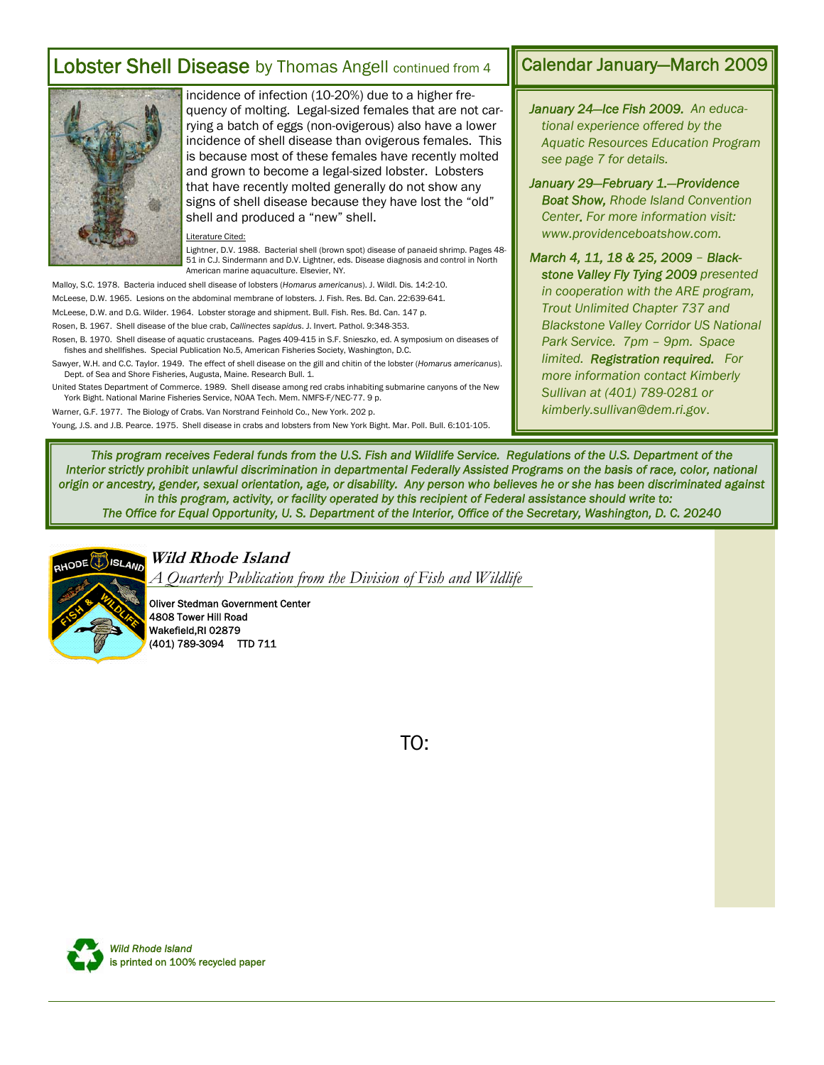## Lobster Shell Disease by Thomas Angell continued from 4

incidence of infection (10-20%) due to a higher frequency of molting. Legal-sized females that are not carrying a batch of eggs (non-ovigerous) also have a lower incidence of shell disease than ovigerous females. This is because most of these females have recently molted and grown to become a legal-sized lobster. Lobsters that have recently molted generally do not show any signs of shell disease because they have lost the "old" shell and produced a "new" shell.

Literature Cited:

Lightner, D.V. 1988. Bacterial shell (brown spot) disease of panaeid shrimp. Pages 48-51 in C.J. Sindermann and D.V. Lightner, eds. Disease diagnosis and control in North American marine aquaculture. Elsevier, NY.

Malloy, S.C. 1978. Bacteria induced shell disease of lobsters (*Homarus americanus*). J. Wildl. Dis. 14:2-10.

McLeese, D.W. 1965. Lesions on the abdominal membrane of lobsters. J. Fish. Res. Bd. Can. 22:639-641.

McLeese, D.W. and D.G. Wilder. 1964. Lobster storage and shipment. Bull. Fish. Res. Bd. Can. 147 p.

Rosen, B. 1967. Shell disease of the blue crab, *Callinectes sapidus*. J. Invert. Pathol. 9:348-353.

Rosen, B. 1970. Shell disease of aquatic crustaceans. Pages 409-415 in S.F. Snieszko, ed. A symposium on diseases of fishes and shellfishes. Special Publication No.5, American Fisheries Society, Washington, D.C.

Sawyer, W.H. and C.C. Taylor. 1949. The effect of shell disease on the gill and chitin of the lobster (*Homarus americanus*). Dept. of Sea and Shore Fisheries, Augusta, Maine. Research Bull. 1.

United States Department of Commerce. 1989. Shell disease among red crabs inhabiting submarine canyons of the New York Bight. National Marine Fisheries Service, NOAA Tech. Mem. NMFS-F/NEC-77. 9 p.

Warner, G.F. 1977. The Biology of Crabs. Van Norstrand Feinhold Co., New York. 202 p.

Young, J.S. and J.B. Pearce. 1975. Shell disease in crabs and lobsters from New York Bight. Mar. Poll. Bull. 6:101-105.

## Calendar January—March 2009

*January 24—Ice Fish 2009. An educational experience offered by the Aquatic Resources Education Program see page 7 for details.*

*January 29—February 1.—Providence Boat Show, Rhode Island Convention Center. For more information visit: www.providenceboatshow.com.*

*March 4, 11, 18 & 25, 2009 – Blackstone Valley Fly Tying 2009 presented in cooperation with the ARE program, Trout Unlimited Chapter 737 and Blackstone Valley Corridor US National Park Service. 7pm – 9pm. Space limited. **Registration required.** For more information contact Kimberly Sullivan at (401) 789-0281 or kimberly.sullivan@dem.ri.gov.*

*This program receives Federal funds from the U.S. Fish and Wildlife Service. Regulations of the U.S. Department of the Interior strictly prohibit unlawful discrimination in departmental Federally Assisted Programs on the basis of race, color, national origin or ancestry, gender, sexual orientation, age, or disability. Any person who believes he or she has been discriminated against in this program, activity, or facility operated by this recipient of Federal assistance should write to: The Office for Equal Opportunity, U. S. Department of the Interior, Office of the Secretary, Washington, D. C. 20240*

**Wild Rhode Island**

*A Quarterly Publication from the Division of Fish and Wildlife*

Oliver Stedman Government Center
4808 Tower Hill Road
Wakefield,RI 02879
(401) 789-3094 TTD 711

TO:

*Wild Rhode Island* is printed on 100% recycled paper